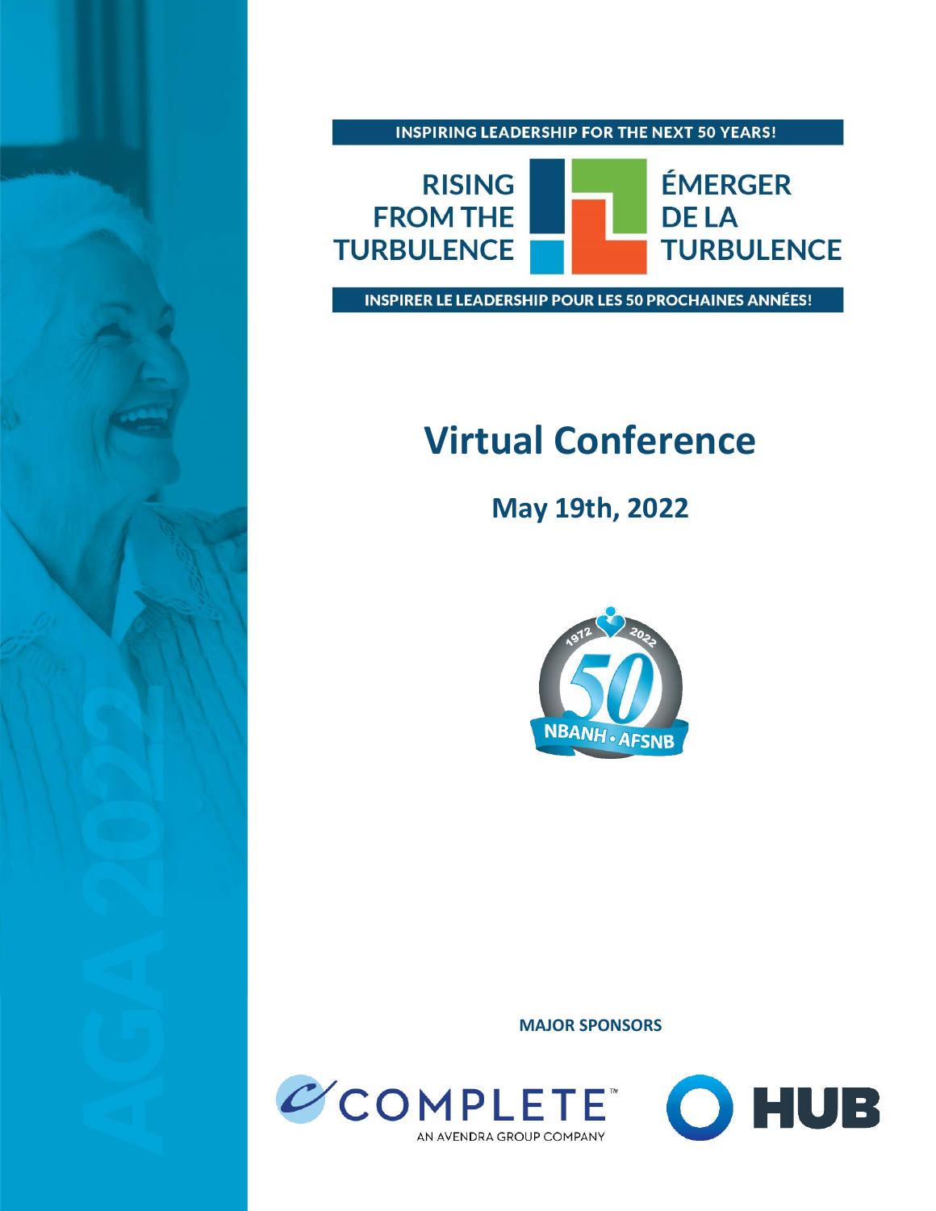INSPIRING LEADERSHIP FOR THE NEXT 50 YEARS!

RISING FROM THE TURBULENCE

ÉMERGER DE LA TURBULENCE

INSPIRER LE LEADERSHIP POUR LES 50 PROCHAINES ANNÉES!

# Virtual Conference

## May 19th, 2022

1972 2022 50 NBANH • AFSNB

AGA 2022

**MAJOR SPONSORS**

COMPLETE™ AN AVENDRA GROUP COMPANY

HUB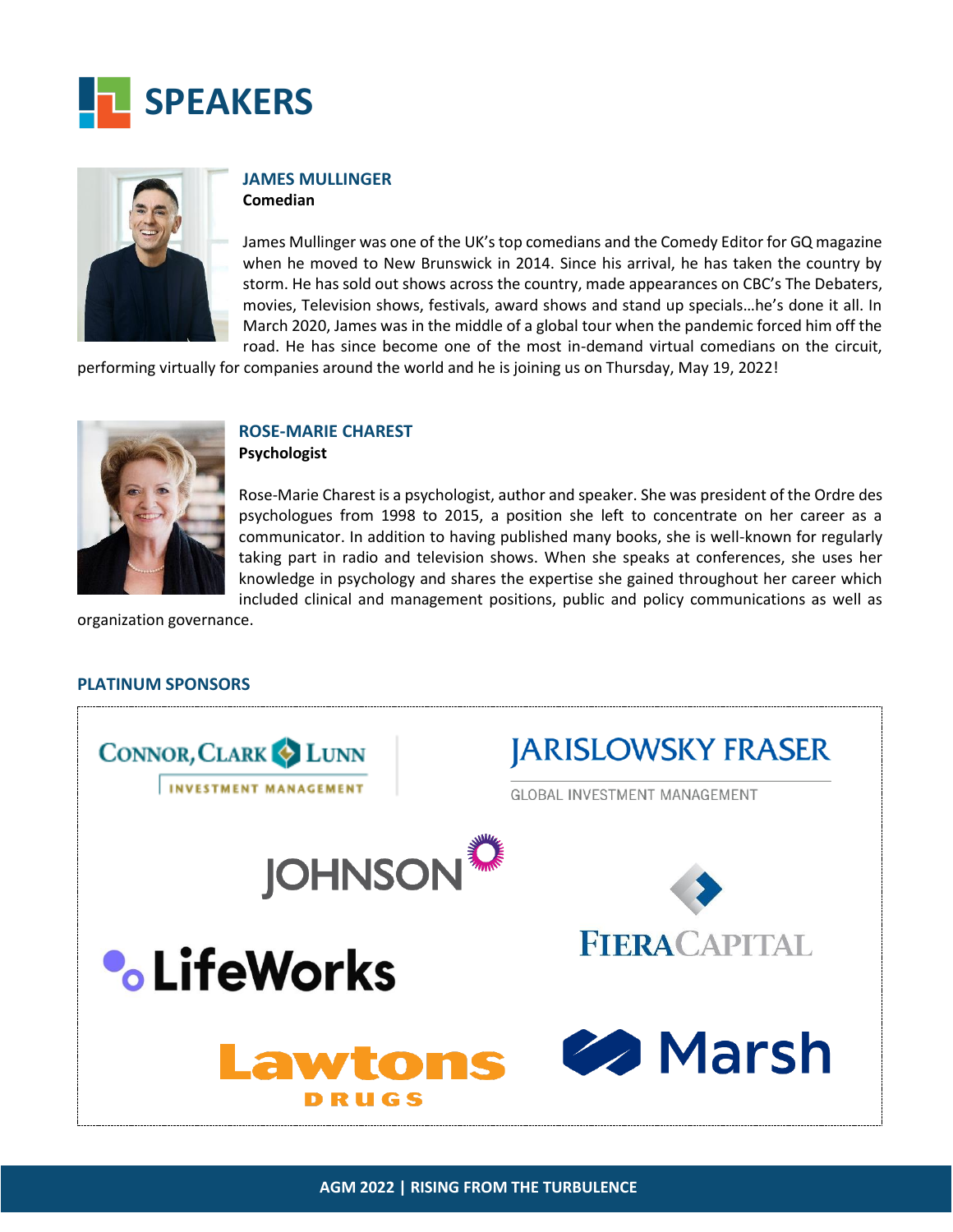# SPEAKERS

### JAMES MULLINGER
**Comedian**

James Mullinger was one of the UK's top comedians and the Comedy Editor for GQ magazine when he moved to New Brunswick in 2014. Since his arrival, he has taken the country by storm. He has sold out shows across the country, made appearances on CBC's The Debaters, movies, Television shows, festivals, award shows and stand up specials…he's done it all. In March 2020, James was in the middle of a global tour when the pandemic forced him off the road. He has since become one of the most in-demand virtual comedians on the circuit, performing virtually for companies around the world and he is joining us on Thursday, May 19, 2022!

### ROSE-MARIE CHAREST
**Psychologist**

Rose-Marie Charest is a psychologist, author and speaker. She was president of the Ordre des psychologues from 1998 to 2015, a position she left to concentrate on her career as a communicator. In addition to having published many books, she is well-known for regularly taking part in radio and television shows. When she speaks at conferences, she uses her knowledge in psychology and shares the expertise she gained throughout her career which included clinical and management positions, public and policy communications as well as organization governance.

### PLATINUM SPONSORS

Connor, Clark & Lunn Investment Management

Jarislowsky Fraser Global Investment Management

Johnson

Fiera Capital

LifeWorks

Lawtons Drugs

Marsh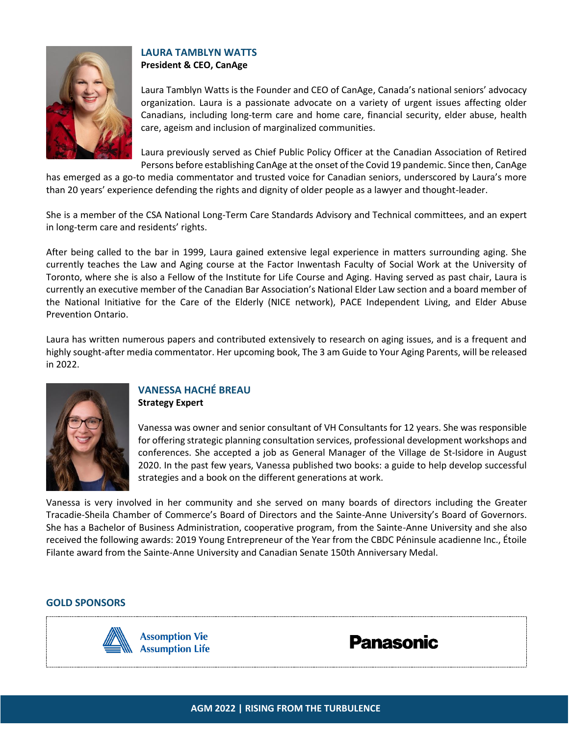## LAURA TAMBLYN WATTS

**President & CEO, CanAge**

Laura Tamblyn Watts is the Founder and CEO of CanAge, Canada's national seniors' advocacy organization. Laura is a passionate advocate on a variety of urgent issues affecting older Canadians, including long-term care and home care, financial security, elder abuse, health care, ageism and inclusion of marginalized communities.

Laura previously served as Chief Public Policy Officer at the Canadian Association of Retired Persons before establishing CanAge at the onset of the Covid 19 pandemic. Since then, CanAge has emerged as a go-to media commentator and trusted voice for Canadian seniors, underscored by Laura's more than 20 years' experience defending the rights and dignity of older people as a lawyer and thought-leader.

She is a member of the CSA National Long-Term Care Standards Advisory and Technical committees, and an expert in long-term care and residents' rights.

After being called to the bar in 1999, Laura gained extensive legal experience in matters surrounding aging. She currently teaches the Law and Aging course at the Factor Inwentash Faculty of Social Work at the University of Toronto, where she is also a Fellow of the Institute for Life Course and Aging. Having served as past chair, Laura is currently an executive member of the Canadian Bar Association's National Elder Law section and a board member of the National Initiative for the Care of the Elderly (NICE network), PACE Independent Living, and Elder Abuse Prevention Ontario.

Laura has written numerous papers and contributed extensively to research on aging issues, and is a frequent and highly sought-after media commentator. Her upcoming book, The 3 am Guide to Your Aging Parents, will be released in 2022.

## VANESSA HACHÉ BREAU

**Strategy Expert**

Vanessa was owner and senior consultant of VH Consultants for 12 years. She was responsible for offering strategic planning consultation services, professional development workshops and conferences. She accepted a job as General Manager of the Village de St-Isidore in August 2020. In the past few years, Vanessa published two books: a guide to help develop successful strategies and a book on the different generations at work.

Vanessa is very involved in her community and she served on many boards of directors including the Greater Tracadie-Sheila Chamber of Commerce's Board of Directors and the Sainte-Anne University's Board of Governors. She has a Bachelor of Business Administration, cooperative program, from the Sainte-Anne University and she also received the following awards: 2019 Young Entrepreneur of the Year from the CBDC Péninsule acadienne Inc., Étoile Filante award from the Sainte-Anne University and Canadian Senate 150th Anniversary Medal.

## GOLD SPONSORS

Assumption Vie
Assumption Life

Panasonic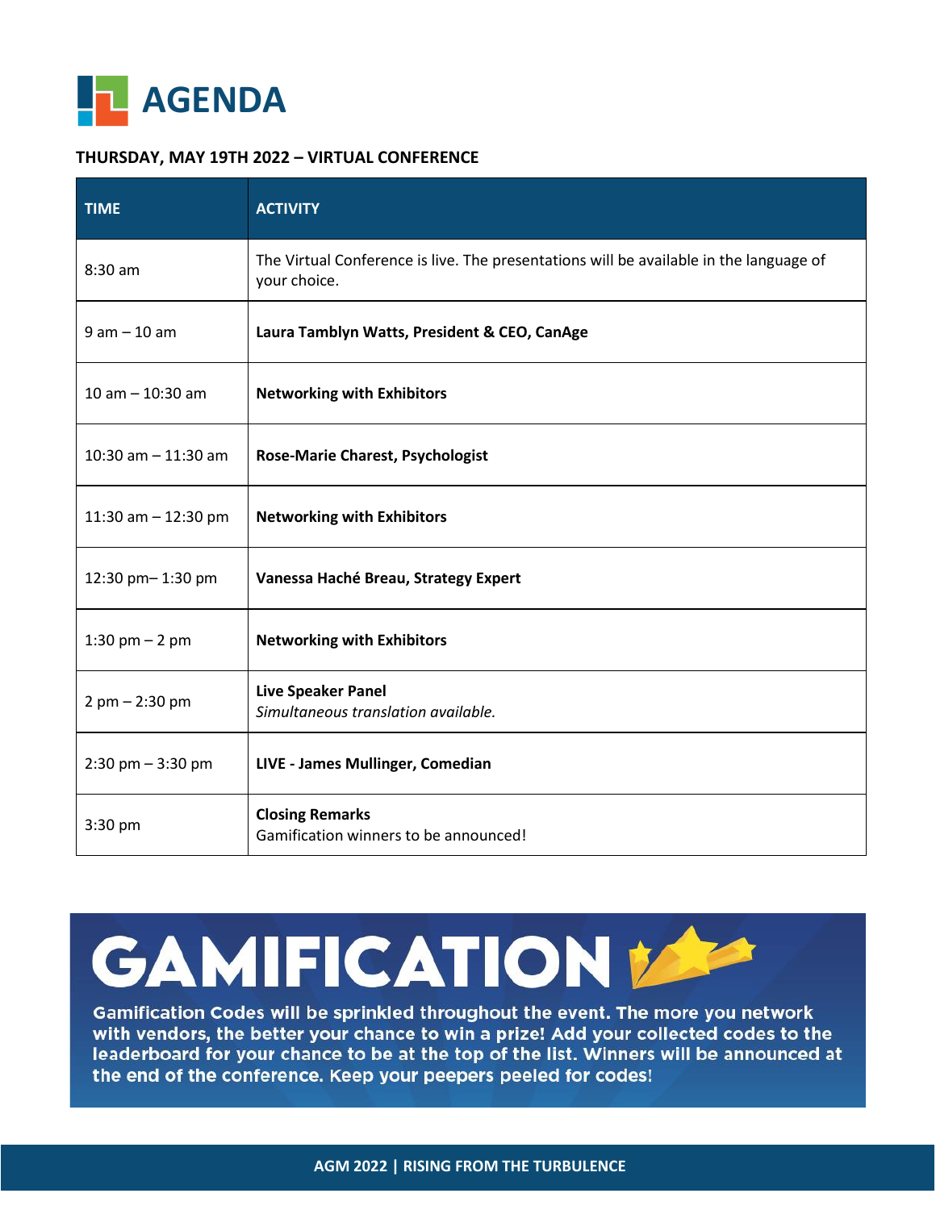# AGENDA

**THURSDAY, MAY 19TH 2022 – VIRTUAL CONFERENCE**

| TIME | ACTIVITY |
|---|---|
| 8:30 am | The Virtual Conference is live. The presentations will be available in the language of your choice. |
| 9 am – 10 am | **Laura Tamblyn Watts, President & CEO, CanAge** |
| 10 am – 10:30 am | **Networking with Exhibitors** |
| 10:30 am – 11:30 am | **Rose-Marie Charest, Psychologist** |
| 11:30 am – 12:30 pm | **Networking with Exhibitors** |
| 12:30 pm– 1:30 pm | **Vanessa Haché Breau, Strategy Expert** |
| 1:30 pm – 2 pm | **Networking with Exhibitors** |
| 2 pm – 2:30 pm | **Live Speaker Panel** *Simultaneous translation available.* |
| 2:30 pm – 3:30 pm | **LIVE - James Mullinger, Comedian** |
| 3:30 pm | **Closing Remarks** Gamification winners to be announced! |

## GAMIFICATION

**Gamification Codes will be sprinkled throughout the event. The more you network with vendors, the better your chance to win a prize! Add your collected codes to the leaderboard for your chance to be at the top of the list. Winners will be announced at the end of the conference. Keep your peepers peeled for codes!**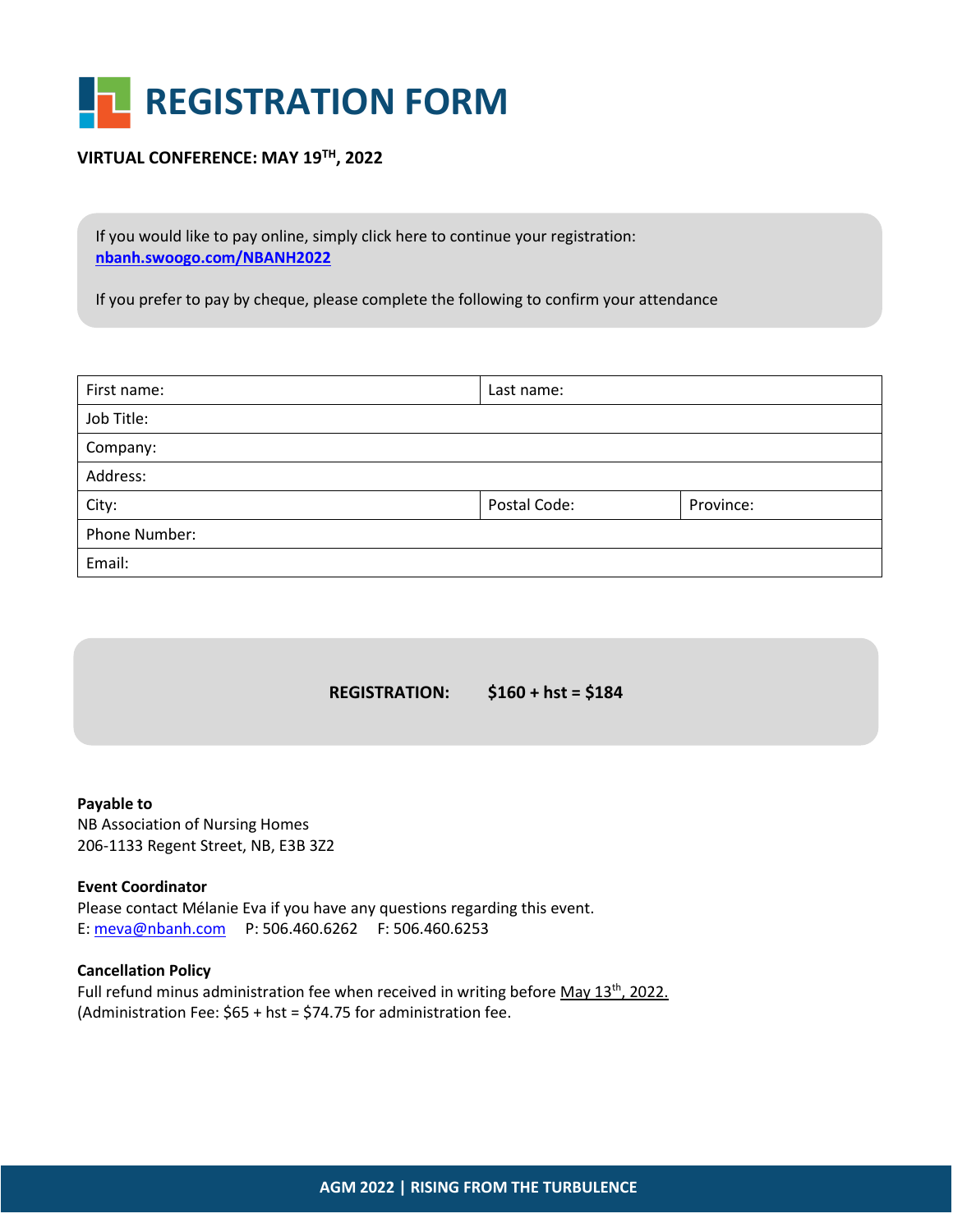# REGISTRATION FORM

**VIRTUAL CONFERENCE: MAY 19TH, 2022**

If you would like to pay online, simply click here to continue your registration:
**nbanh.swoogo.com/NBANH2022**

If you prefer to pay by cheque, please complete the following to confirm your attendance

| | | |
|---|---|---|
| First name: | Last name: | |
| Job Title: | | |
| Company: | | |
| Address: | | |
| City: | Postal Code: | Province: |
| Phone Number: | | |
| Email: | | |

**REGISTRATION: $160 + hst = $184**

**Payable to**
NB Association of Nursing Homes
206-1133 Regent Street, NB, E3B 3Z2

**Event Coordinator**
Please contact Mélanie Eva if you have any questions regarding this event.
E: meva@nbanh.com P: 506.460.6262 F: 506.460.6253

**Cancellation Policy**
Full refund minus administration fee when received in writing before May 13th, 2022.
(Administration Fee: $65 + hst = $74.75 for administration fee.

**AGM 2022 | RISING FROM THE TURBULENCE**